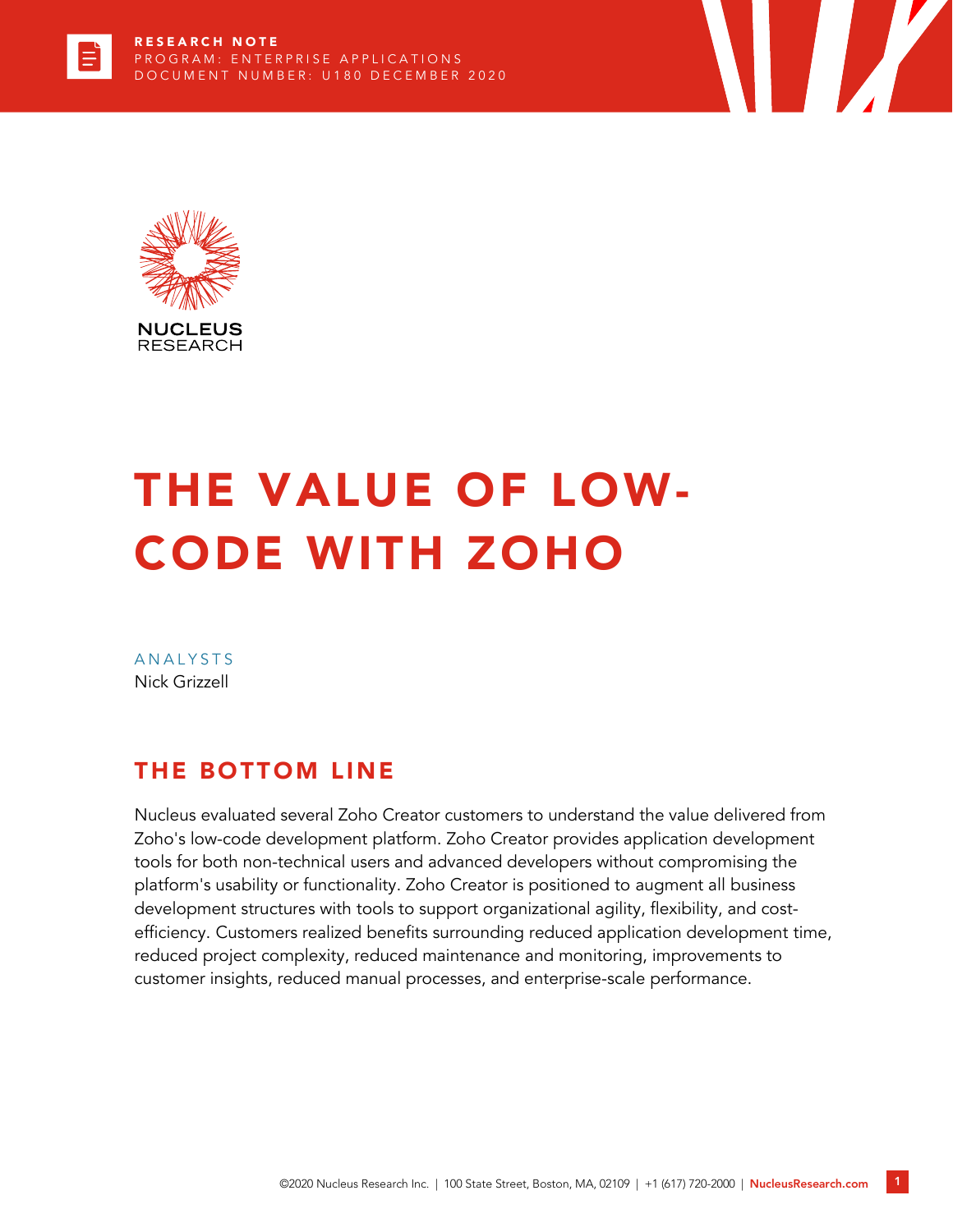RESEARCH NOTE
PROGRAM: ENTERPRISE APPLICATIONS
DOCUMENT NUMBER: U180 DECEMBER 2020

NUCLEUS RESEARCH

# THE VALUE OF LOW-CODE WITH ZOHO

ANALYSTS
Nick Grizzell

## THE BOTTOM LINE

Nucleus evaluated several Zoho Creator customers to understand the value delivered from Zoho's low-code development platform. Zoho Creator provides application development tools for both non-technical users and advanced developers without compromising the platform's usability or functionality. Zoho Creator is positioned to augment all business development structures with tools to support organizational agility, flexibility, and cost-efficiency. Customers realized benefits surrounding reduced application development time, reduced project complexity, reduced maintenance and monitoring, improvements to customer insights, reduced manual processes, and enterprise-scale performance.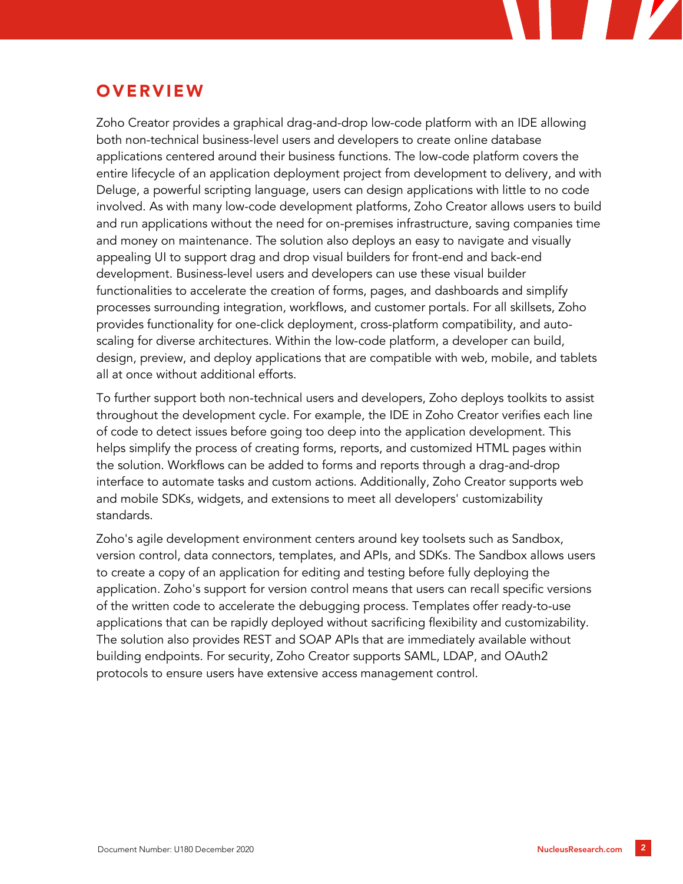## OVERVIEW

Zoho Creator provides a graphical drag-and-drop low-code platform with an IDE allowing both non-technical business-level users and developers to create online database applications centered around their business functions. The low-code platform covers the entire lifecycle of an application deployment project from development to delivery, and with Deluge, a powerful scripting language, users can design applications with little to no code involved. As with many low-code development platforms, Zoho Creator allows users to build and run applications without the need for on-premises infrastructure, saving companies time and money on maintenance. The solution also deploys an easy to navigate and visually appealing UI to support drag and drop visual builders for front-end and back-end development. Business-level users and developers can use these visual builder functionalities to accelerate the creation of forms, pages, and dashboards and simplify processes surrounding integration, workflows, and customer portals. For all skillsets, Zoho provides functionality for one-click deployment, cross-platform compatibility, and auto-scaling for diverse architectures. Within the low-code platform, a developer can build, design, preview, and deploy applications that are compatible with web, mobile, and tablets all at once without additional efforts.

To further support both non-technical users and developers, Zoho deploys toolkits to assist throughout the development cycle. For example, the IDE in Zoho Creator verifies each line of code to detect issues before going too deep into the application development. This helps simplify the process of creating forms, reports, and customized HTML pages within the solution. Workflows can be added to forms and reports through a drag-and-drop interface to automate tasks and custom actions. Additionally, Zoho Creator supports web and mobile SDKs, widgets, and extensions to meet all developers' customizability standards.

Zoho's agile development environment centers around key toolsets such as Sandbox, version control, data connectors, templates, and APIs, and SDKs. The Sandbox allows users to create a copy of an application for editing and testing before fully deploying the application. Zoho's support for version control means that users can recall specific versions of the written code to accelerate the debugging process. Templates offer ready-to-use applications that can be rapidly deployed without sacrificing flexibility and customizability. The solution also provides REST and SOAP APIs that are immediately available without building endpoints. For security, Zoho Creator supports SAML, LDAP, and OAuth2 protocols to ensure users have extensive access management control.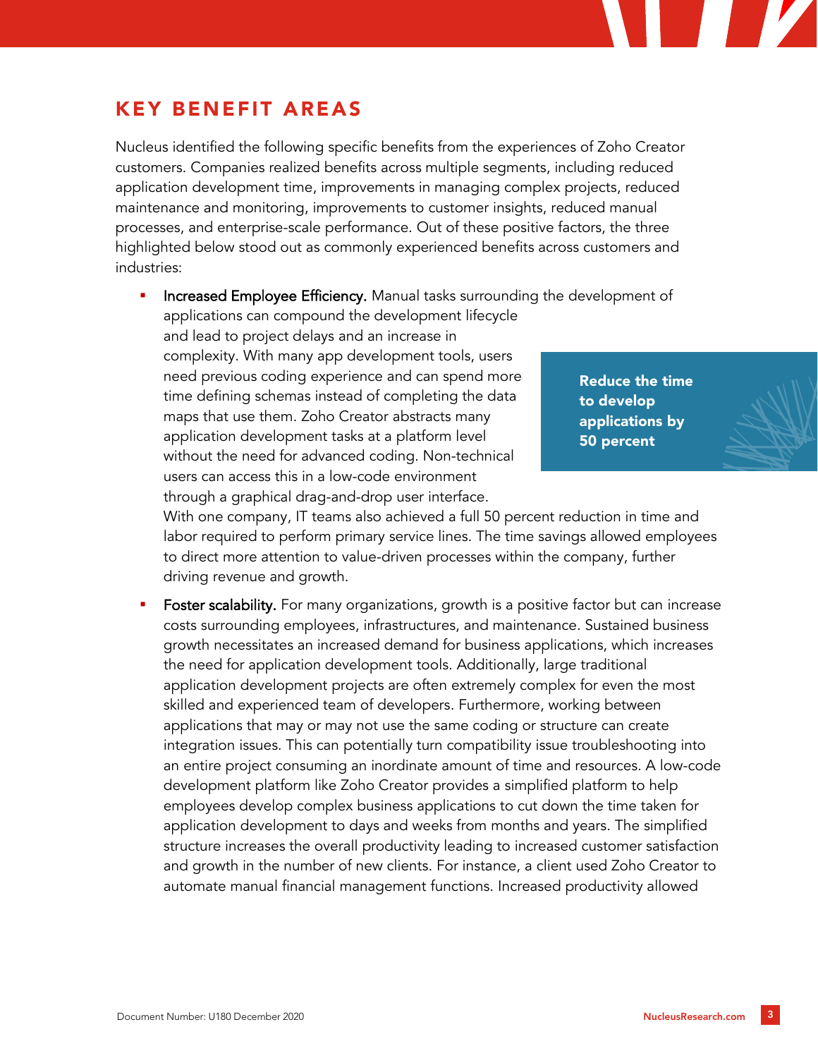## KEY BENEFIT AREAS

Nucleus identified the following specific benefits from the experiences of Zoho Creator customers. Companies realized benefits across multiple segments, including reduced application development time, improvements in managing complex projects, reduced maintenance and monitoring, improvements to customer insights, reduced manual processes, and enterprise-scale performance. Out of these positive factors, the three highlighted below stood out as commonly experienced benefits across customers and industries:

- **Increased Employee Efficiency.** Manual tasks surrounding the development of applications can compound the development lifecycle and lead to project delays and an increase in complexity. With many app development tools, users need previous coding experience and can spend more time defining schemas instead of completing the data maps that use them. Zoho Creator abstracts many application development tasks at a platform level without the need for advanced coding. Non-technical users can access this in a low-code environment through a graphical drag-and-drop user interface. With one company, IT teams also achieved a full 50 percent reduction in time and labor required to perform primary service lines. The time savings allowed employees to direct more attention to value-driven processes within the company, further driving revenue and growth.

  **Reduce the time to develop applications by 50 percent**

- **Foster scalability.** For many organizations, growth is a positive factor but can increase costs surrounding employees, infrastructures, and maintenance. Sustained business growth necessitates an increased demand for business applications, which increases the need for application development tools. Additionally, large traditional application development projects are often extremely complex for even the most skilled and experienced team of developers. Furthermore, working between applications that may or may not use the same coding or structure can create integration issues. This can potentially turn compatibility issue troubleshooting into an entire project consuming an inordinate amount of time and resources. A low-code development platform like Zoho Creator provides a simplified platform to help employees develop complex business applications to cut down the time taken for application development to days and weeks from months and years. The simplified structure increases the overall productivity leading to increased customer satisfaction and growth in the number of new clients. For instance, a client used Zoho Creator to automate manual financial management functions. Increased productivity allowed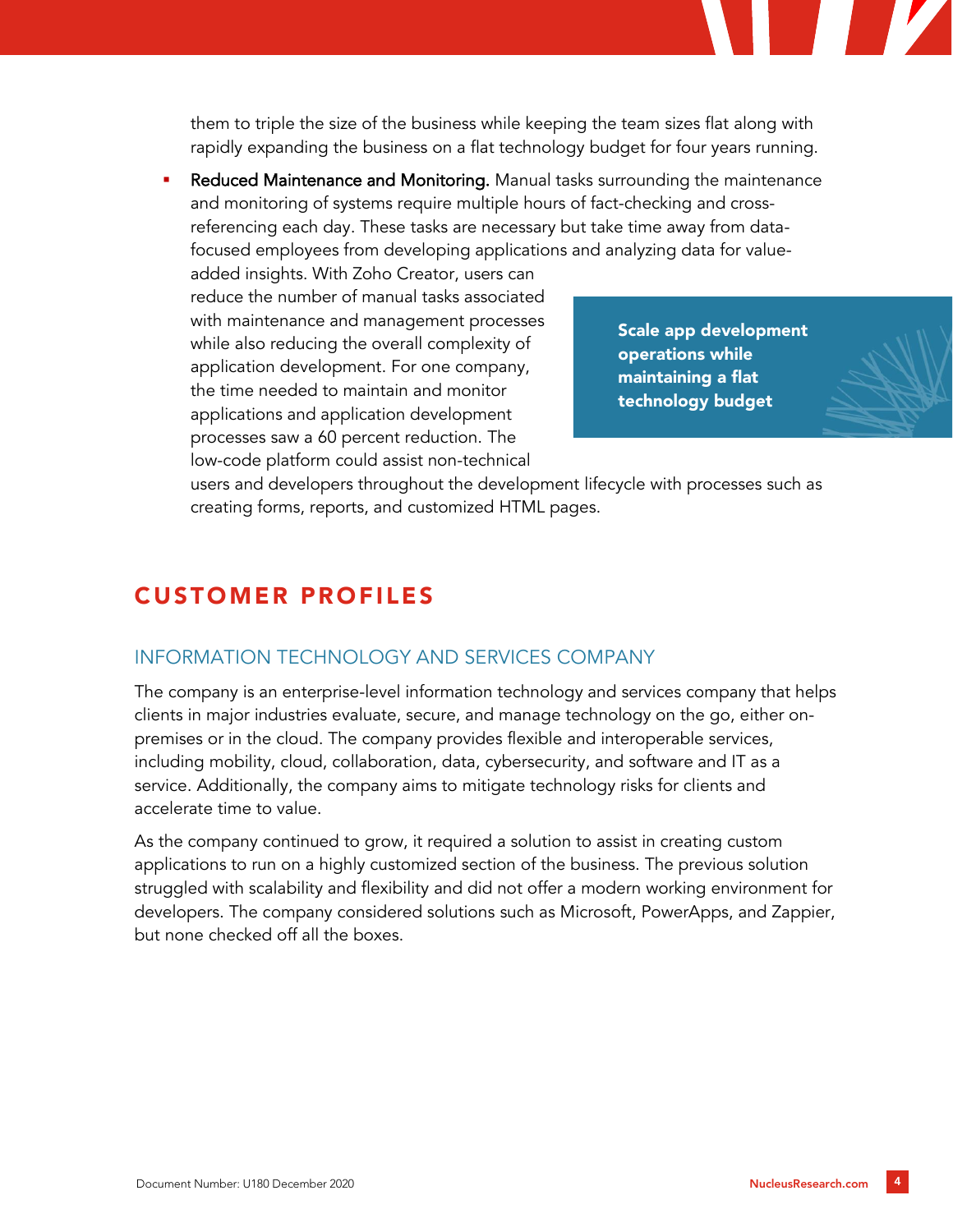them to triple the size of the business while keeping the team sizes flat along with rapidly expanding the business on a flat technology budget for four years running.

- Reduced Maintenance and Monitoring. Manual tasks surrounding the maintenance and monitoring of systems require multiple hours of fact-checking and cross-referencing each day. These tasks are necessary but take time away from data-focused employees from developing applications and analyzing data for value-added insights. With Zoho Creator, users can reduce the number of manual tasks associated with maintenance and management processes while also reducing the overall complexity of application development. For one company, the time needed to maintain and monitor applications and application development processes saw a 60 percent reduction. The low-code platform could assist non-technical users and developers throughout the development lifecycle with processes such as creating forms, reports, and customized HTML pages.

**Scale app development operations while maintaining a flat technology budget**

## CUSTOMER PROFILES

### INFORMATION TECHNOLOGY AND SERVICES COMPANY

The company is an enterprise-level information technology and services company that helps clients in major industries evaluate, secure, and manage technology on the go, either on-premises or in the cloud. The company provides flexible and interoperable services, including mobility, cloud, collaboration, data, cybersecurity, and software and IT as a service. Additionally, the company aims to mitigate technology risks for clients and accelerate time to value.

As the company continued to grow, it required a solution to assist in creating custom applications to run on a highly customized section of the business. The previous solution struggled with scalability and flexibility and did not offer a modern working environment for developers. The company considered solutions such as Microsoft, PowerApps, and Zappier, but none checked off all the boxes.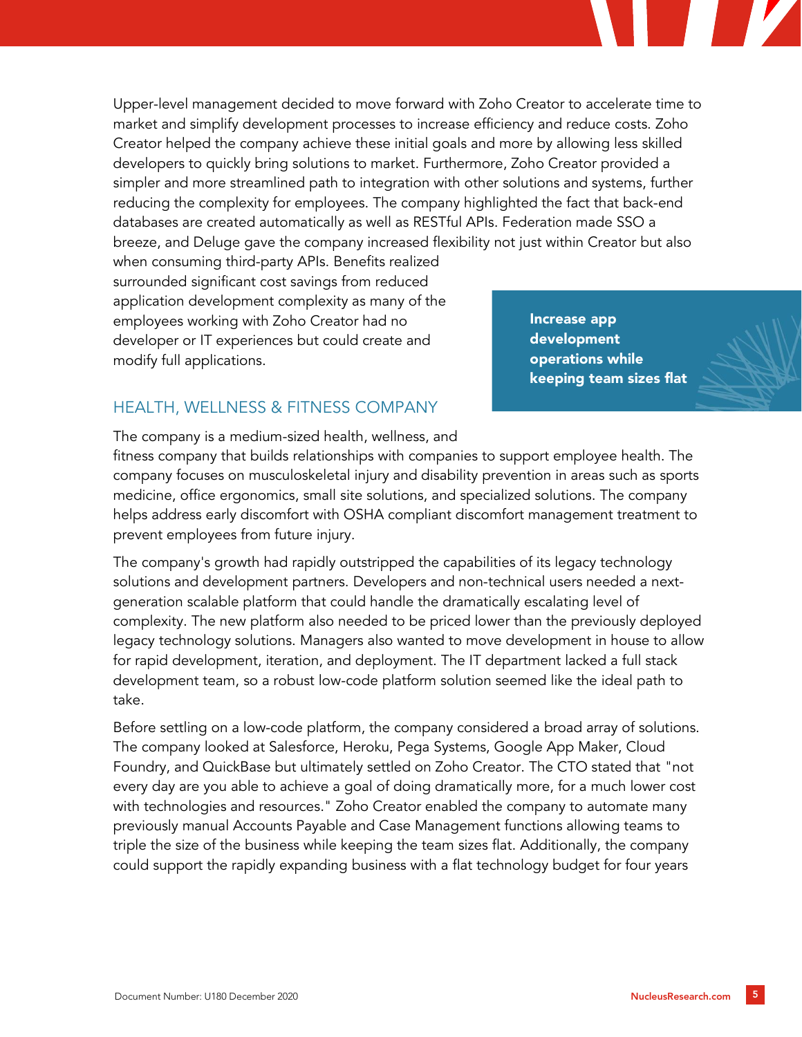Upper-level management decided to move forward with Zoho Creator to accelerate time to market and simplify development processes to increase efficiency and reduce costs. Zoho Creator helped the company achieve these initial goals and more by allowing less skilled developers to quickly bring solutions to market. Furthermore, Zoho Creator provided a simpler and more streamlined path to integration with other solutions and systems, further reducing the complexity for employees. The company highlighted the fact that back-end databases are created automatically as well as RESTful APIs. Federation made SSO a breeze, and Deluge gave the company increased flexibility not just within Creator but also when consuming third-party APIs. Benefits realized surrounded significant cost savings from reduced application development complexity as many of the employees working with Zoho Creator had no developer or IT experiences but could create and modify full applications.

**Increase app development operations while keeping team sizes flat**

## HEALTH, WELLNESS & FITNESS COMPANY

The company is a medium-sized health, wellness, and fitness company that builds relationships with companies to support employee health. The company focuses on musculoskeletal injury and disability prevention in areas such as sports medicine, office ergonomics, small site solutions, and specialized solutions. The company helps address early discomfort with OSHA compliant discomfort management treatment to prevent employees from future injury.

The company's growth had rapidly outstripped the capabilities of its legacy technology solutions and development partners. Developers and non-technical users needed a next-generation scalable platform that could handle the dramatically escalating level of complexity. The new platform also needed to be priced lower than the previously deployed legacy technology solutions. Managers also wanted to move development in house to allow for rapid development, iteration, and deployment. The IT department lacked a full stack development team, so a robust low-code platform solution seemed like the ideal path to take.

Before settling on a low-code platform, the company considered a broad array of solutions. The company looked at Salesforce, Heroku, Pega Systems, Google App Maker, Cloud Foundry, and QuickBase but ultimately settled on Zoho Creator. The CTO stated that "not every day are you able to achieve a goal of doing dramatically more, for a much lower cost with technologies and resources." Zoho Creator enabled the company to automate many previously manual Accounts Payable and Case Management functions allowing teams to triple the size of the business while keeping the team sizes flat. Additionally, the company could support the rapidly expanding business with a flat technology budget for four years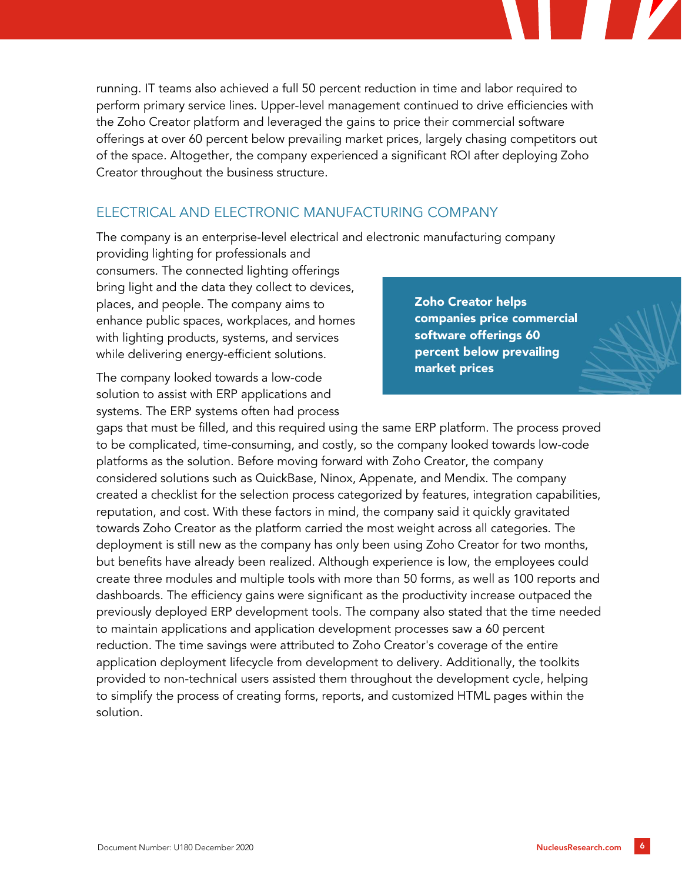running. IT teams also achieved a full 50 percent reduction in time and labor required to perform primary service lines. Upper-level management continued to drive efficiencies with the Zoho Creator platform and leveraged the gains to price their commercial software offerings at over 60 percent below prevailing market prices, largely chasing competitors out of the space. Altogether, the company experienced a significant ROI after deploying Zoho Creator throughout the business structure.

## ELECTRICAL AND ELECTRONIC MANUFACTURING COMPANY

The company is an enterprise-level electrical and electronic manufacturing company providing lighting for professionals and consumers. The connected lighting offerings bring light and the data they collect to devices, places, and people. The company aims to enhance public spaces, workplaces, and homes with lighting products, systems, and services while delivering energy-efficient solutions.

> **Zoho Creator helps companies price commercial software offerings 60 percent below prevailing market prices**

The company looked towards a low-code solution to assist with ERP applications and systems. The ERP systems often had process gaps that must be filled, and this required using the same ERP platform. The process proved to be complicated, time-consuming, and costly, so the company looked towards low-code platforms as the solution. Before moving forward with Zoho Creator, the company considered solutions such as QuickBase, Ninox, Appenate, and Mendix. The company created a checklist for the selection process categorized by features, integration capabilities, reputation, and cost. With these factors in mind, the company said it quickly gravitated towards Zoho Creator as the platform carried the most weight across all categories. The deployment is still new as the company has only been using Zoho Creator for two months, but benefits have already been realized. Although experience is low, the employees could create three modules and multiple tools with more than 50 forms, as well as 100 reports and dashboards. The efficiency gains were significant as the productivity increase outpaced the previously deployed ERP development tools. The company also stated that the time needed to maintain applications and application development processes saw a 60 percent reduction. The time savings were attributed to Zoho Creator's coverage of the entire application deployment lifecycle from development to delivery. Additionally, the toolkits provided to non-technical users assisted them throughout the development cycle, helping to simplify the process of creating forms, reports, and customized HTML pages within the solution.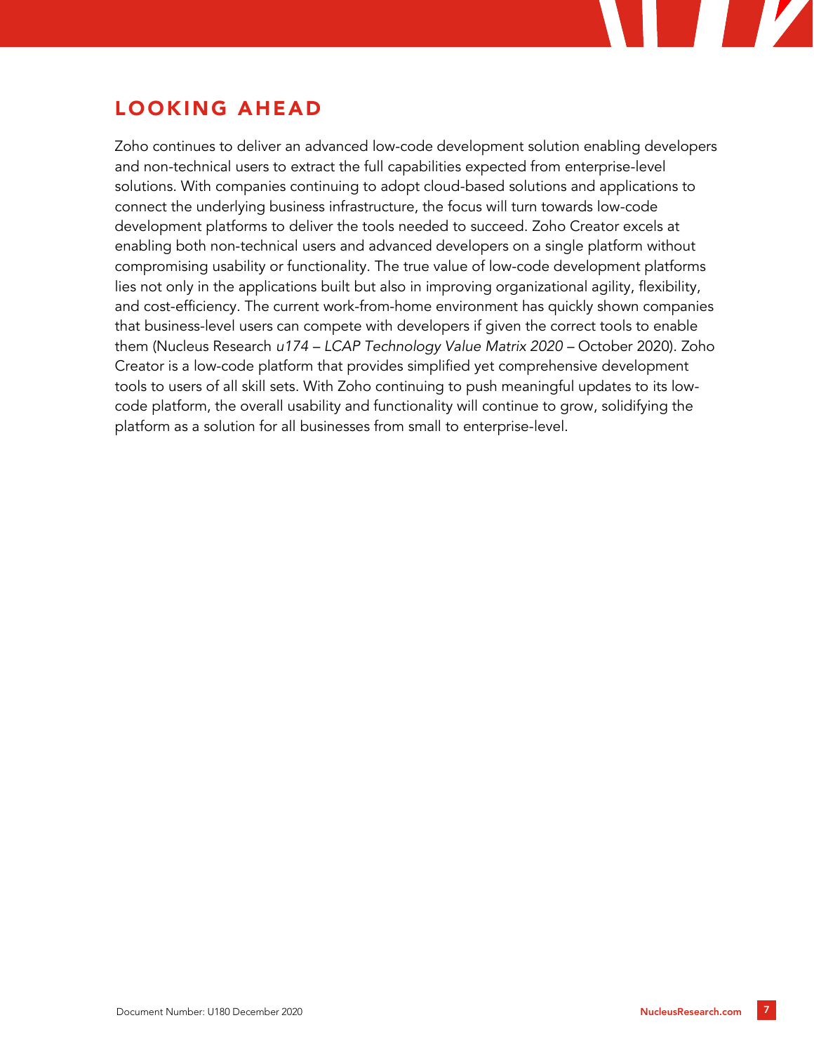## LOOKING AHEAD

Zoho continues to deliver an advanced low-code development solution enabling developers and non-technical users to extract the full capabilities expected from enterprise-level solutions. With companies continuing to adopt cloud-based solutions and applications to connect the underlying business infrastructure, the focus will turn towards low-code development platforms to deliver the tools needed to succeed. Zoho Creator excels at enabling both non-technical users and advanced developers on a single platform without compromising usability or functionality. The true value of low-code development platforms lies not only in the applications built but also in improving organizational agility, flexibility, and cost-efficiency. The current work-from-home environment has quickly shown companies that business-level users can compete with developers if given the correct tools to enable them (Nucleus Research *u174 – LCAP Technology Value Matrix 2020* – October 2020). Zoho Creator is a low-code platform that provides simplified yet comprehensive development tools to users of all skill sets. With Zoho continuing to push meaningful updates to its low-code platform, the overall usability and functionality will continue to grow, solidifying the platform as a solution for all businesses from small to enterprise-level.